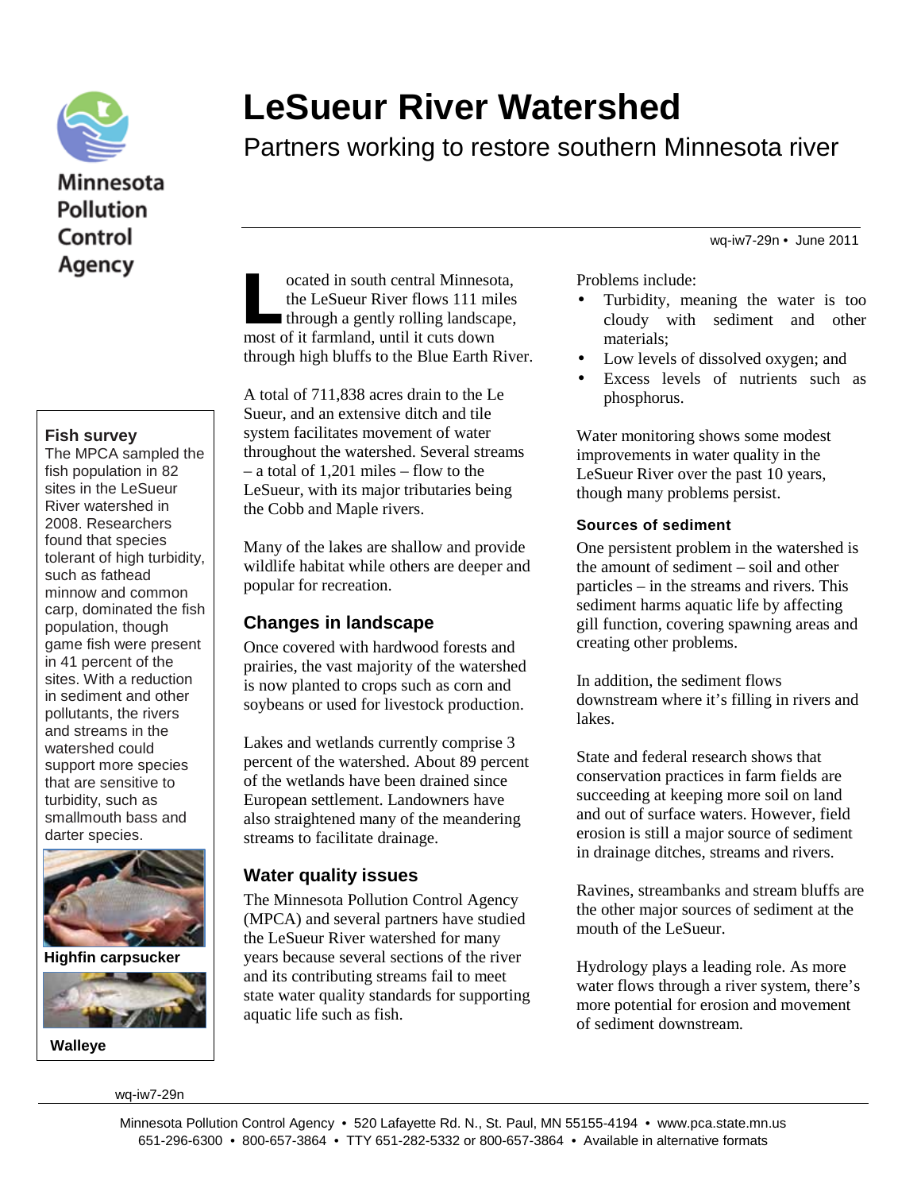Minnesota Pollution Control Agency

# LeSueur River Watershed

## Partners working to restore southern Minnesota river

wq-iw7-29n • June 2011

Located in south central Minnesota, the LeSueur River flows 111 miles through a gently rolling landscape, most of it farmland, until it cuts down through high bluffs to the Blue Earth River.

A total of 711,838 acres drain to the Le Sueur, and an extensive ditch and tile system facilitates movement of water throughout the watershed. Several streams – a total of 1,201 miles – flow to the LeSueur, with its major tributaries being the Cobb and Maple rivers.

Many of the lakes are shallow and provide wildlife habitat while others are deeper and popular for recreation.

### Changes in landscape

Once covered with hardwood forests and prairies, the vast majority of the watershed is now planted to crops such as corn and soybeans or used for livestock production.

Lakes and wetlands currently comprise 3 percent of the watershed. About 89 percent of the wetlands have been drained since European settlement. Landowners have also straightened many of the meandering streams to facilitate drainage.

### Water quality issues

The Minnesota Pollution Control Agency (MPCA) and several partners have studied the LeSueur River watershed for many years because several sections of the river and its contributing streams fail to meet state water quality standards for supporting aquatic life such as fish.

Problems include:

- Turbidity, meaning the water is too cloudy with sediment and other materials;
- Low levels of dissolved oxygen; and
- Excess levels of nutrients such as phosphorus.

Water monitoring shows some modest improvements in water quality in the LeSueur River over the past 10 years, though many problems persist.

#### Sources of sediment

One persistent problem in the watershed is the amount of sediment – soil and other particles – in the streams and rivers. This sediment harms aquatic life by affecting gill function, covering spawning areas and creating other problems.

In addition, the sediment flows downstream where it's filling in rivers and lakes.

State and federal research shows that conservation practices in farm fields are succeeding at keeping more soil on land and out of surface waters. However, field erosion is still a major source of sediment in drainage ditches, streams and rivers.

Ravines, streambanks and stream bluffs are the other major sources of sediment at the mouth of the LeSueur.

Hydrology plays a leading role. As more water flows through a river system, there's more potential for erosion and movement of sediment downstream.

#### Fish survey

The MPCA sampled the fish population in 82 sites in the LeSueur River watershed in 2008. Researchers found that species tolerant of high turbidity, such as fathead minnow and common carp, dominated the fish population, though game fish were present in 41 percent of the sites. With a reduction in sediment and other pollutants, the rivers and streams in the watershed could support more species that are sensitive to turbidity, such as smallmouth bass and darter species.

**Highfin carpsucker**

**Walleye**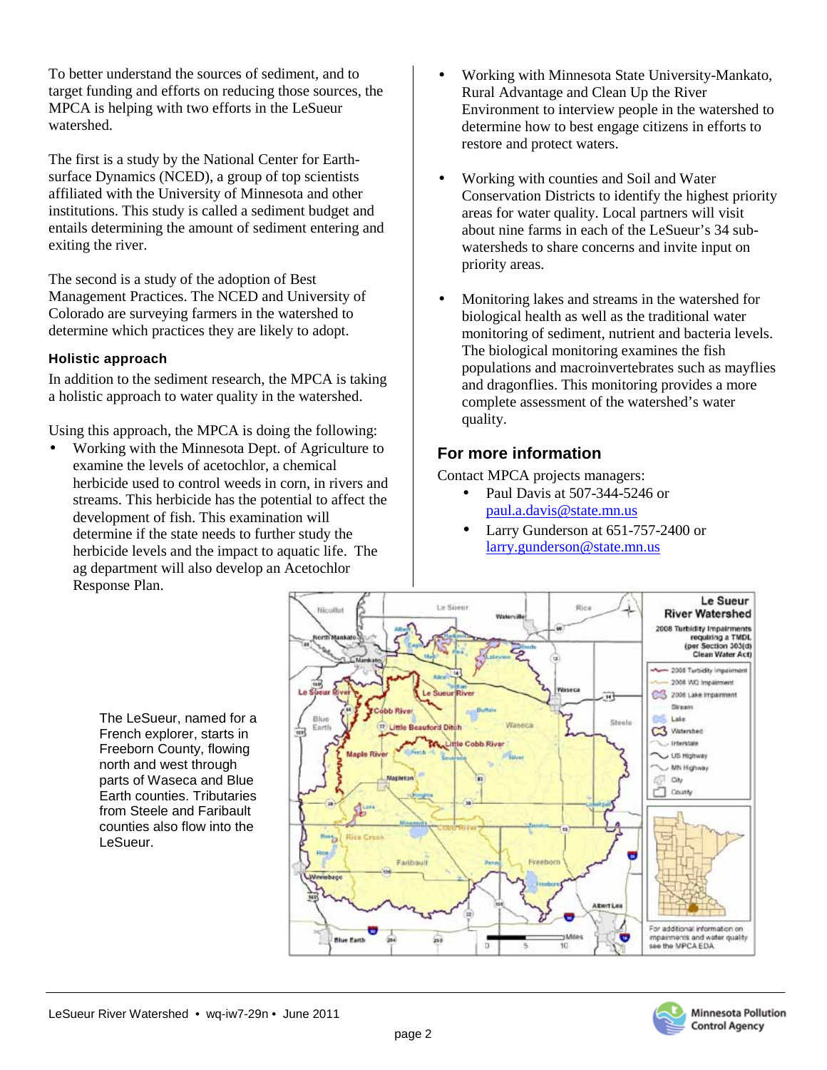To better understand the sources of sediment, and to target funding and efforts on reducing those sources, the MPCA is helping with two efforts in the LeSueur watershed.

The first is a study by the National Center for Earth-surface Dynamics (NCED), a group of top scientists affiliated with the University of Minnesota and other institutions. This study is called a sediment budget and entails determining the amount of sediment entering and exiting the river.

The second is a study of the adoption of Best Management Practices. The NCED and University of Colorado are surveying farmers in the watershed to determine which practices they are likely to adopt.

### Holistic approach

In addition to the sediment research, the MPCA is taking a holistic approach to water quality in the watershed.

Using this approach, the MPCA is doing the following:

- Working with the Minnesota Dept. of Agriculture to examine the levels of acetochlor, a chemical herbicide used to control weeds in corn, in rivers and streams. This herbicide has the potential to affect the development of fish. This examination will determine if the state needs to further study the herbicide levels and the impact to aquatic life. The ag department will also develop an Acetochlor Response Plan.
- Working with Minnesota State University-Mankato, Rural Advantage and Clean Up the River Environment to interview people in the watershed to determine how to best engage citizens in efforts to restore and protect waters.
- Working with counties and Soil and Water Conservation Districts to identify the highest priority areas for water quality. Local partners will visit about nine farms in each of the LeSueur's 34 sub-watersheds to share concerns and invite input on priority areas.
- Monitoring lakes and streams in the watershed for biological health as well as the traditional water monitoring of sediment, nutrient and bacteria levels. The biological monitoring examines the fish populations and macroinvertebrates such as mayflies and dragonflies. This monitoring provides a more complete assessment of the watershed's water quality.

## For more information

Contact MPCA projects managers:

- Paul Davis at 507-344-5246 or paul.a.davis@state.mn.us
- Larry Gunderson at 651-757-2400 or larry.gunderson@state.mn.us

The LeSueur, named for a French explorer, starts in Freeborn County, flowing north and west through parts of Waseca and Blue Earth counties. Tributaries from Steele and Faribault counties also flow into the LeSueur.

Le Sueur River Watershed

2008 Turbidity Impairments requiring a TMDL (per Section 303(d) Clean Water Act)

2008 Turbidity Impairment
2008 WQ Impairment
2008 Lake Impairment
Stream
Lake
Watershed
Interstate
US Highway
MN Highway
City
County

For additional information on impairments and water quality see the MPCA EDA

Le Sueur River
Le Sueur River
Cobb River
Little Beauford Ditch
Little Cobb River
Maple River
Rice Creek
Cobb River
Nicollet
North Mankato
Mankato
Le Sueur
Waterville
Rice
Waseca
Steele
Blue Earth
Mapleton
Faribault
Freeborn
Winnebago
Albert Lea
Blue Earth
0 5 10 Miles